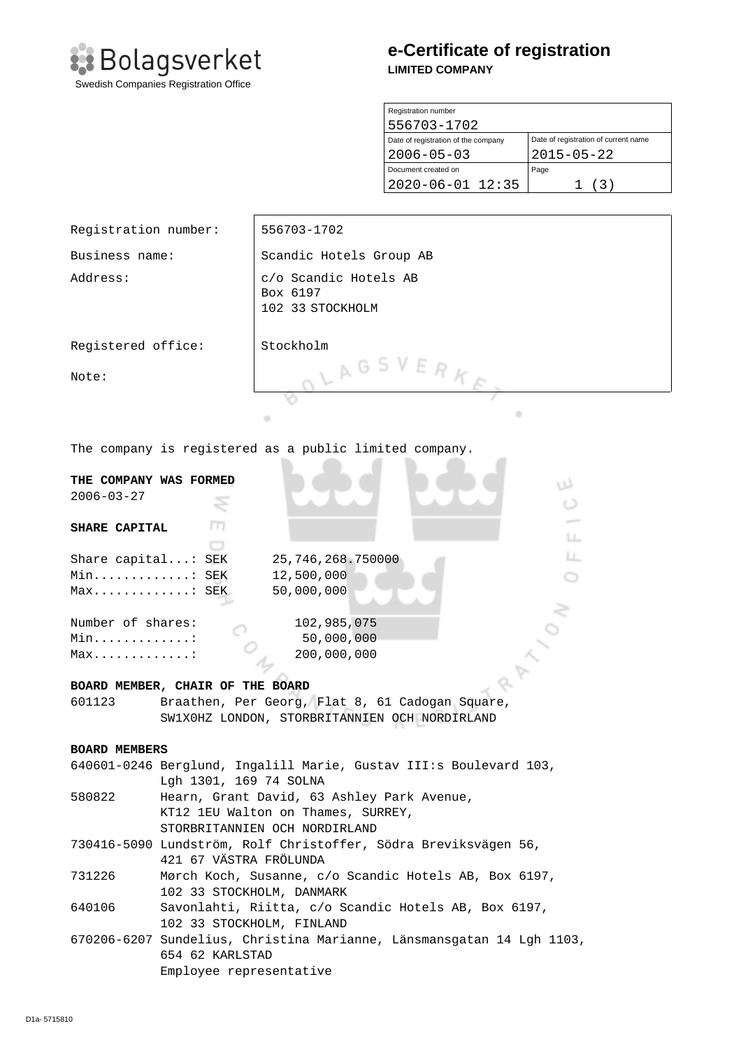Bolagsverket
Swedish Companies Registration Office

# e-Certificate of registration

**LIMITED COMPANY**

| Registration number | |
|---|---|
| 556703-1702 | |
| Date of registration of the company | Date of registration of current name |
| 2006-05-03 | 2015-05-22 |
| Document created on | Page |
| 2020-06-01 12:35 | 1 (3) |

| | |
|---|---|
| Registration number: | 556703-1702 |
| Business name: | Scandic Hotels Group AB |
| Address: | c/o Scandic Hotels AB<br>Box 6197<br>102 33 STOCKHOLM |
| Registered office: | Stockholm |
| Note: | |

The company is registered as a public limited company.

**THE COMPANY WAS FORMED**

2006-03-27

**SHARE CAPITAL**

```
Share capital...: SEK      25,746,268.750000
Min.............: SEK      12,500,000
Max.............: SEK      50,000,000

Number of shares:             102,985,075
Min.............:              50,000,000
Max.............:             200,000,000
```

**BOARD MEMBER, CHAIR OF THE BOARD**

601123 Braathen, Per Georg, Flat 8, 61 Cadogan Square, SW1X0HZ LONDON, STORBRITANNIEN OCH NORDIRLAND

**BOARD MEMBERS**

640601-0246 Berglund, Ingalill Marie, Gustav III:s Boulevard 103, Lgh 1301, 169 74 SOLNA

580822 Hearn, Grant David, 63 Ashley Park Avenue, KT12 1EU Walton on Thames, SURREY, STORBRITANNIEN OCH NORDIRLAND

730416-5090 Lundström, Rolf Christoffer, Södra Breviksvägen 56, 421 67 VÄSTRA FRÖLUNDA

731226 Mørch Koch, Susanne, c/o Scandic Hotels AB, Box 6197, 102 33 STOCKHOLM, DANMARK

640106 Savonlahti, Riitta, c/o Scandic Hotels AB, Box 6197, 102 33 STOCKHOLM, FINLAND

670206-6207 Sundelius, Christina Marianne, Länsmansgatan 14 Lgh 1103, 654 62 KARLSTAD
Employee representative

D1a- 5715810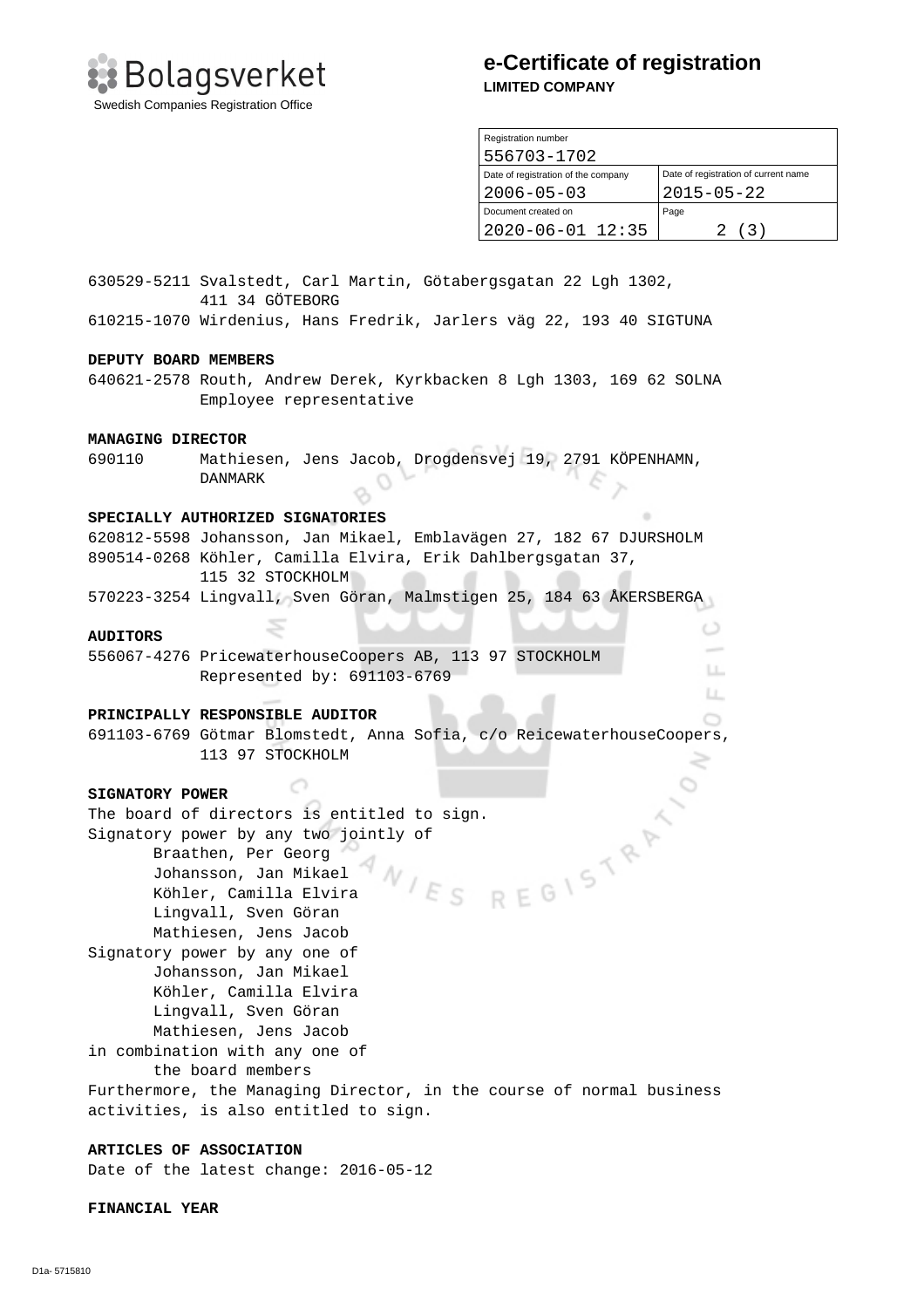630529-5211 Svalstedt, Carl Martin, Götabergsgatan 22 Lgh 1302, 411 34 GÖTEBORG
610215-1070 Wirdenius, Hans Fredrik, Jarlers väg 22, 193 40 SIGTUNA

**DEPUTY BOARD MEMBERS**

640621-2578 Routh, Andrew Derek, Kyrkbacken 8 Lgh 1303, 169 62 SOLNA
Employee representative

**MANAGING DIRECTOR**

690110 Mathiesen, Jens Jacob, Drogdensvej 19, 2791 KÖPENHAMN, DANMARK

**SPECIALLY AUTHORIZED SIGNATORIES**

620812-5598 Johansson, Jan Mikael, Emblavägen 27, 182 67 DJURSHOLM
890514-0268 Köhler, Camilla Elvira, Erik Dahlbergsgatan 37, 115 32 STOCKHOLM
570223-3254 Lingvall, Sven Göran, Malmstigen 25, 184 63 ÅKERSBERGA

**AUDITORS**

556067-4276 PricewaterhouseCoopers AB, 113 97 STOCKHOLM
Represented by: 691103-6769

**PRINCIPALLY RESPONSIBLE AUDITOR**

691103-6769 Götmar Blomstedt, Anna Sofia, c/o ReicewaterhouseCoopers, 113 97 STOCKHOLM

**SIGNATORY POWER**

The board of directors is entitled to sign.
Signatory power by any two jointly of
- Braathen, Per Georg
- Johansson, Jan Mikael
- Köhler, Camilla Elvira
- Lingvall, Sven Göran
- Mathiesen, Jens Jacob

Signatory power by any one of
- Johansson, Jan Mikael
- Köhler, Camilla Elvira
- Lingvall, Sven Göran
- Mathiesen, Jens Jacob

in combination with any one of
- the board members

Furthermore, the Managing Director, in the course of normal business activities, is also entitled to sign.

**ARTICLES OF ASSOCIATION**

Date of the latest change: 2016-05-12

**FINANCIAL YEAR**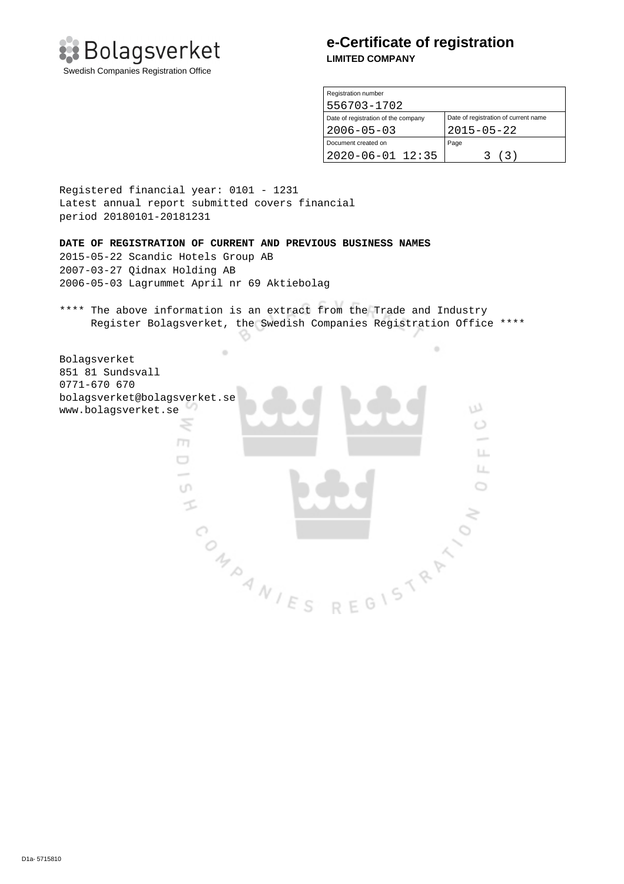Bolagsverket
Swedish Companies Registration Office

# e-Certificate of registration

**LIMITED COMPANY**

| Registration number | |
|---|---|
| 556703-1702 | |
| Date of registration of the company | Date of registration of current name |
| 2006-05-03 | 2015-05-22 |
| Document created on | Page |
| 2020-06-01 12:35 | 3 (3) |

Registered financial year: 0101 - 1231
Latest annual report submitted covers financial period 20180101-20181231

**DATE OF REGISTRATION OF CURRENT AND PREVIOUS BUSINESS NAMES**

2015-05-22 Scandic Hotels Group AB
2007-03-27 Qidnax Holding AB
2006-05-03 Lagrummet April nr 69 Aktiebolag

**** The above information is an extract from the Trade and Industry Register Bolagsverket, the Swedish Companies Registration Office ****

Bolagsverket
851 81 Sundsvall
0771-670 670
bolagsverket@bolagsverket.se
www.bolagsverket.se

D1a- 5715810